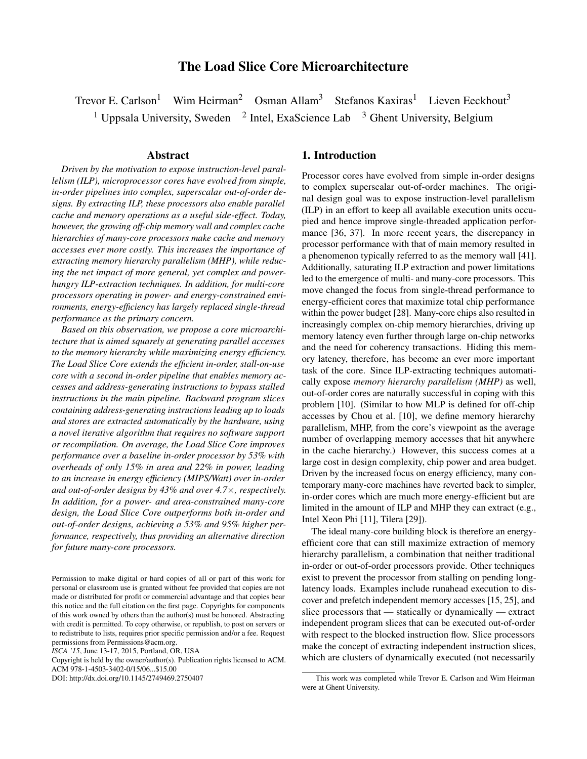# The Load Slice Core Microarchitecture

Trevor E. Carlson[1] Wim Heirman[2] Osman Allam[3] Stefanos Kaxiras[1] Lieven Eeckhout[3]

[1] Uppsala University, Sweden [2] Intel, ExaScience Lab [3] Ghent University, Belgium

## Abstract

*Driven by the motivation to expose instruction-level parallelism (ILP), microprocessor cores have evolved from simple, in-order pipelines into complex, superscalar out-of-order designs. By extracting ILP, these processors also enable parallel cache and memory operations as a useful side-effect. Today, however, the growing off-chip memory wall and complex cache hierarchies of many-core processors make cache and memory accesses ever more costly. This increases the importance of extracting memory hierarchy parallelism (MHP), while reducing the net impact of more general, yet complex and power-hungry ILP-extraction techniques. In addition, for multi-core processors operating in power- and energy-constrained environments, energy-efficiency has largely replaced single-thread performance as the primary concern.*

*Based on this observation, we propose a core microarchitecture that is aimed squarely at generating parallel accesses to the memory hierarchy while maximizing energy efficiency. The Load Slice Core extends the efficient in-order, stall-on-use core with a second in-order pipeline that enables memory accesses and address-generating instructions to bypass stalled instructions in the main pipeline. Backward program slices containing address-generating instructions leading up to loads and stores are extracted automatically by the hardware, using a novel iterative algorithm that requires no software support or recompilation. On average, the Load Slice Core improves performance over a baseline in-order processor by 53% with overheads of only 15% in area and 22% in power, leading to an increase in energy efficiency (MIPS/Watt) over in-order and out-of-order designs by 43% and over 4.7×, respectively. In addition, for a power- and area-constrained many-core design, the Load Slice Core outperforms both in-order and out-of-order designs, achieving a 53% and 95% higher performance, respectively, thus providing an alternative direction for future many-core processors.*

Permission to make digital or hard copies of all or part of this work for personal or classroom use is granted without fee provided that copies are not made or distributed for profit or commercial advantage and that copies bear this notice and the full citation on the first page. Copyrights for components of this work owned by others than the author(s) must be honored. Abstracting with credit is permitted. To copy otherwise, or republish, to post on servers or to redistribute to lists, requires prior specific permission and/or a fee. Request permissions from Permissions@acm.org.

*ISCA '15*, June 13-17, 2015, Portland, OR, USA

Copyright is held by the owner/author(s). Publication rights licensed to ACM. ACM 978-1-4503-3402-0/15/06...$15.00

DOI: http://dx.doi.org/10.1145/2749469.2750407

## 1. Introduction

Processor cores have evolved from simple in-order designs to complex superscalar out-of-order machines. The original design goal was to expose instruction-level parallelism (ILP) in an effort to keep all available execution units occupied and hence improve single-threaded application performance [36, 37]. In more recent years, the discrepancy in processor performance with that of main memory resulted in a phenomenon typically referred to as the memory wall [41]. Additionally, saturating ILP extraction and power limitations led to the emergence of multi- and many-core processors. This move changed the focus from single-thread performance to energy-efficient cores that maximize total chip performance within the power budget [28]. Many-core chips also resulted in increasingly complex on-chip memory hierarchies, driving up memory latency even further through large on-chip networks and the need for coherency transactions. Hiding this memory latency, therefore, has become an ever more important task of the core. Since ILP-extracting techniques automatically expose *memory hierarchy parallelism (MHP)* as well, out-of-order cores are naturally successful in coping with this problem [10]. (Similar to how MLP is defined for off-chip accesses by Chou et al. [10], we define memory hierarchy parallelism, MHP, from the core's viewpoint as the average number of overlapping memory accesses that hit anywhere in the cache hierarchy.) However, this success comes at a large cost in design complexity, chip power and area budget. Driven by the increased focus on energy efficiency, many contemporary many-core machines have reverted back to simpler, in-order cores which are much more energy-efficient but are limited in the amount of ILP and MHP they can extract (e.g., Intel Xeon Phi [11], Tilera [29]).

The ideal many-core building block is therefore an energy-efficient core that can still maximize extraction of memory hierarchy parallelism, a combination that neither traditional in-order or out-of-order processors provide. Other techniques exist to prevent the processor from stalling on pending long-latency loads. Examples include runahead execution to discover and prefetch independent memory accesses [15, 25], and slice processors that — statically or dynamically — extract independent program slices that can be executed out-of-order with respect to the blocked instruction flow. Slice processors make the concept of extracting independent instruction slices, which are clusters of dynamically executed (not necessarily

This work was completed while Trevor E. Carlson and Wim Heirman were at Ghent University.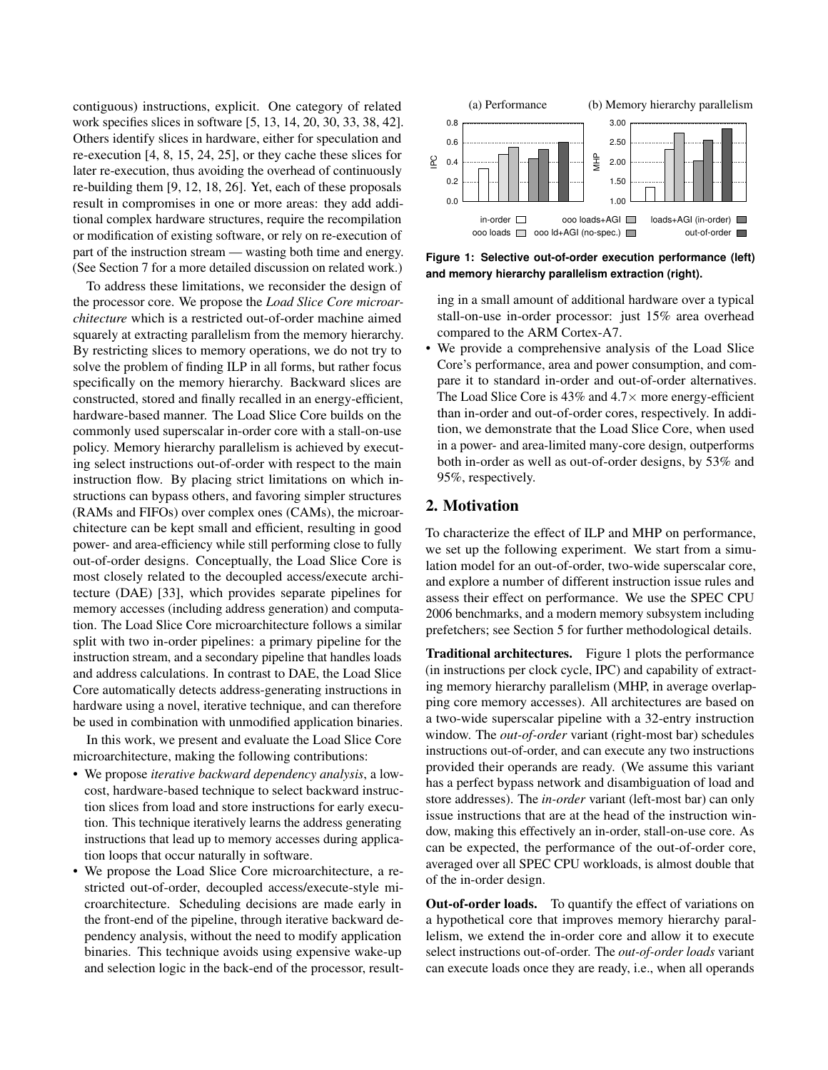contiguous) instructions, explicit. One category of related work specifies slices in software [5, 13, 14, 20, 30, 33, 38, 42]. Others identify slices in hardware, either for speculation and re-execution [4, 8, 15, 24, 25], or they cache these slices for later re-execution, thus avoiding the overhead of continuously re-building them [9, 12, 18, 26]. Yet, each of these proposals result in compromises in one or more areas: they add additional complex hardware structures, require the recompilation or modification of existing software, or rely on re-execution of part of the instruction stream — wasting both time and energy. (See Section 7 for a more detailed discussion on related work.)

To address these limitations, we reconsider the design of the processor core. We propose the *Load Slice Core microarchitecture* which is a restricted out-of-order machine aimed squarely at extracting parallelism from the memory hierarchy. By restricting slices to memory operations, we do not try to solve the problem of finding ILP in all forms, but rather focus specifically on the memory hierarchy. Backward slices are constructed, stored and finally recalled in an energy-efficient, hardware-based manner. The Load Slice Core builds on the commonly used superscalar in-order core with a stall-on-use policy. Memory hierarchy parallelism is achieved by executing select instructions out-of-order with respect to the main instruction flow. By placing strict limitations on which instructions can bypass others, and favoring simpler structures (RAMs and FIFOs) over complex ones (CAMs), the microarchitecture can be kept small and efficient, resulting in good power- and area-efficiency while still performing close to fully out-of-order designs. Conceptually, the Load Slice Core is most closely related to the decoupled access/execute architecture (DAE) [33], which provides separate pipelines for memory accesses (including address generation) and computation. The Load Slice Core microarchitecture follows a similar split with two in-order pipelines: a primary pipeline for the instruction stream, and a secondary pipeline that handles loads and address calculations. In contrast to DAE, the Load Slice Core automatically detects address-generating instructions in hardware using a novel, iterative technique, and can therefore be used in combination with unmodified application binaries.

In this work, we present and evaluate the Load Slice Core microarchitecture, making the following contributions:

- We propose *iterative backward dependency analysis*, a low-cost, hardware-based technique to select backward instruction slices from load and store instructions for early execution. This technique iteratively learns the address generating instructions that lead up to memory accesses during application loops that occur naturally in software.
- We propose the Load Slice Core microarchitecture, a restricted out-of-order, decoupled access/execute-style microarchitecture. Scheduling decisions are made early in the front-end of the pipeline, through iterative backward dependency analysis, without the need to modify application binaries. This technique avoids using expensive wake-up and selection logic in the back-end of the processor, resulting in a small amount of additional hardware over a typical stall-on-use in-order processor: just 15% area overhead compared to the ARM Cortex-A7.
- We provide a comprehensive analysis of the Load Slice Core's performance, area and power consumption, and compare it to standard in-order and out-of-order alternatives. The Load Slice Core is 43% and 4.7× more energy-efficient than in-order and out-of-order cores, respectively. In addition, we demonstrate that the Load Slice Core, when used in a power- and area-limited many-core design, outperforms both in-order as well as out-of-order designs, by 53% and 95%, respectively.

(a) Performance
IPC
0.0 0.2 0.4 0.6 0.8

(b) Memory hierarchy parallelism
MHP
1.00 1.50 2.00 2.50 3.00

in-order
ooo loads
ooo loads+AGI
ooo ld+AGI (no-spec.)
loads+AGI (in-order)
out-of-order

**Figure 1: Selective out-of-order execution performance (left) and memory hierarchy parallelism extraction (right).**

## 2. Motivation

To characterize the effect of ILP and MHP on performance, we set up the following experiment. We start from a simulation model for an out-of-order, two-wide superscalar core, and explore a number of different instruction issue rules and assess their effect on performance. We use the SPEC CPU 2006 benchmarks, and a modern memory subsystem including prefetchers; see Section 5 for further methodological details.

**Traditional architectures.** Figure 1 plots the performance (in instructions per clock cycle, IPC) and capability of extracting memory hierarchy parallelism (MHP, in average overlapping core memory accesses). All architectures are based on a two-wide superscalar pipeline with a 32-entry instruction window. The *out-of-order* variant (right-most bar) schedules instructions out-of-order, and can execute any two instructions provided their operands are ready. (We assume this variant has a perfect bypass network and disambiguation of load and store addresses). The *in-order* variant (left-most bar) can only issue instructions that are at the head of the instruction window, making this effectively an in-order, stall-on-use core. As can be expected, the performance of the out-of-order core, averaged over all SPEC CPU workloads, is almost double that of the in-order design.

**Out-of-order loads.** To quantify the effect of variations on a hypothetical core that improves memory hierarchy parallelism, we extend the in-order core and allow it to execute select instructions out-of-order. The *out-of-order loads* variant can execute loads once they are ready, i.e., when all operands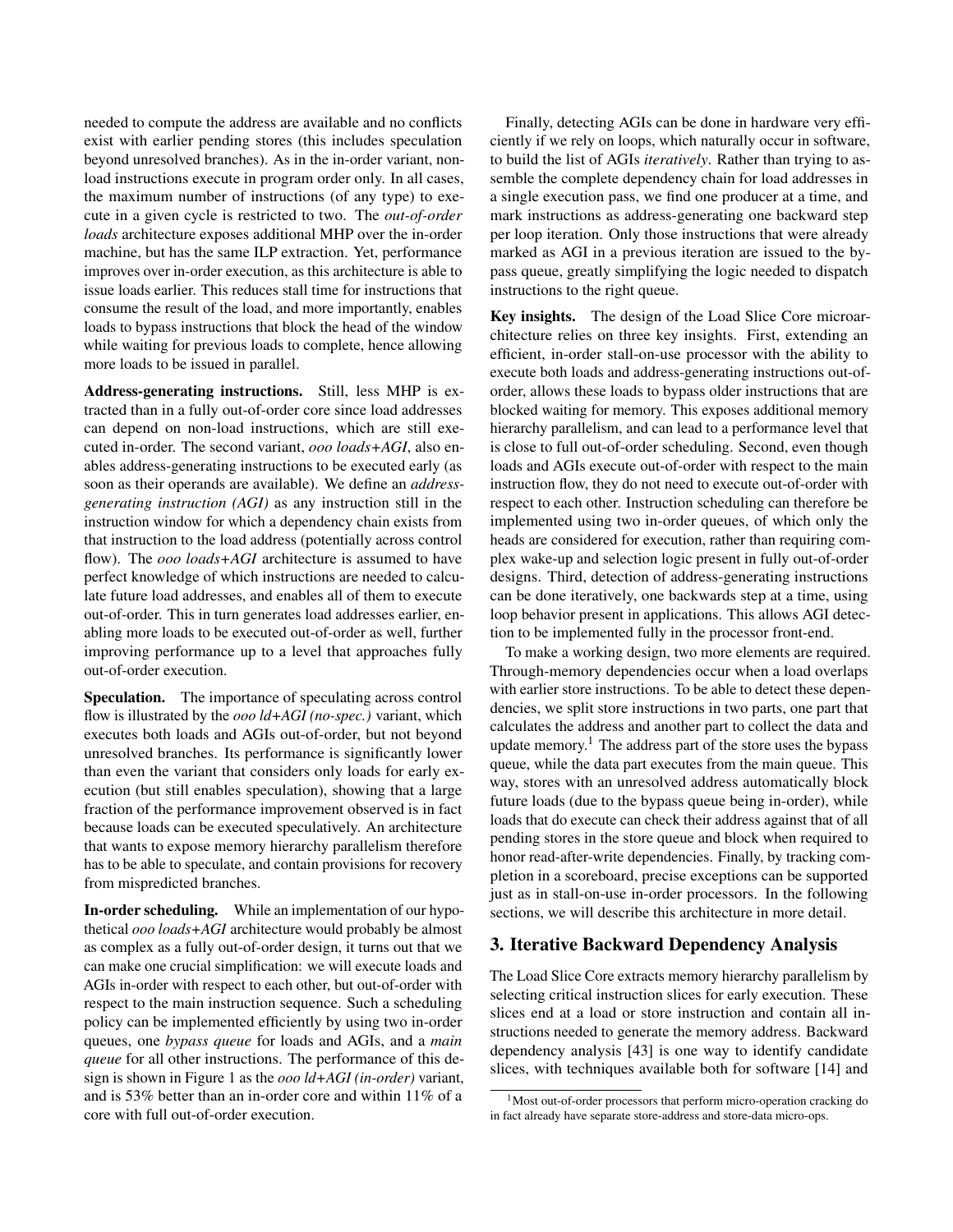needed to compute the address are available and no conflicts exist with earlier pending stores (this includes speculation beyond unresolved branches). As in the in-order variant, non-load instructions execute in program order only. In all cases, the maximum number of instructions (of any type) to execute in a given cycle is restricted to two. The *out-of-order loads* architecture exposes additional MHP over the in-order machine, but has the same ILP extraction. Yet, performance improves over in-order execution, as this architecture is able to issue loads earlier. This reduces stall time for instructions that consume the result of the load, and more importantly, enables loads to bypass instructions that block the head of the window while waiting for previous loads to complete, hence allowing more loads to be issued in parallel.

**Address-generating instructions.** Still, less MHP is extracted than in a fully out-of-order core since load addresses can depend on non-load instructions, which are still executed in-order. The second variant, *ooo loads+AGI*, also enables address-generating instructions to be executed early (as soon as their operands are available). We define an *address-generating instruction (AGI)* as any instruction still in the instruction window for which a dependency chain exists from that instruction to the load address (potentially across control flow). The *ooo loads+AGI* architecture is assumed to have perfect knowledge of which instructions are needed to calculate future load addresses, and enables all of them to execute out-of-order. This in turn generates load addresses earlier, enabling more loads to be executed out-of-order as well, further improving performance up to a level that approaches fully out-of-order execution.

**Speculation.** The importance of speculating across control flow is illustrated by the *ooo ld+AGI (no-spec.)* variant, which executes both loads and AGIs out-of-order, but not beyond unresolved branches. Its performance is significantly lower than even the variant that considers only loads for early execution (but still enables speculation), showing that a large fraction of the performance improvement observed is in fact because loads can be executed speculatively. An architecture that wants to expose memory hierarchy parallelism therefore has to be able to speculate, and contain provisions for recovery from mispredicted branches.

**In-order scheduling.** While an implementation of our hypothetical *ooo loads+AGI* architecture would probably be almost as complex as a fully out-of-order design, it turns out that we can make one crucial simplification: we will execute loads and AGIs in-order with respect to each other, but out-of-order with respect to the main instruction sequence. Such a scheduling policy can be implemented efficiently by using two in-order queues, one *bypass queue* for loads and AGIs, and a *main queue* for all other instructions. The performance of this design is shown in Figure 1 as the *ooo ld+AGI (in-order)* variant, and is 53% better than an in-order core and within 11% of a core with full out-of-order execution.

Finally, detecting AGIs can be done in hardware very efficiently if we rely on loops, which naturally occur in software, to build the list of AGIs *iteratively*. Rather than trying to assemble the complete dependency chain for load addresses in a single execution pass, we find one producer at a time, and mark instructions as address-generating one backward step per loop iteration. Only those instructions that were already marked as AGI in a previous iteration are issued to the bypass queue, greatly simplifying the logic needed to dispatch instructions to the right queue.

**Key insights.** The design of the Load Slice Core microarchitecture relies on three key insights. First, extending an efficient, in-order stall-on-use processor with the ability to execute both loads and address-generating instructions out-of-order, allows these loads to bypass older instructions that are blocked waiting for memory. This exposes additional memory hierarchy parallelism, and can lead to a performance level that is close to full out-of-order scheduling. Second, even though loads and AGIs execute out-of-order with respect to the main instruction flow, they do not need to execute out-of-order with respect to each other. Instruction scheduling can therefore be implemented using two in-order queues, of which only the heads are considered for execution, rather than requiring complex wake-up and selection logic present in fully out-of-order designs. Third, detection of address-generating instructions can be done iteratively, one backwards step at a time, using loop behavior present in applications. This allows AGI detection to be implemented fully in the processor front-end.

To make a working design, two more elements are required. Through-memory dependencies occur when a load overlaps with earlier store instructions. To be able to detect these dependencies, we split store instructions in two parts, one part that calculates the address and another part to collect the data and update memory.[1] The address part of the store uses the bypass queue, while the data part executes from the main queue. This way, stores with an unresolved address automatically block future loads (due to the bypass queue being in-order), while loads that do execute can check their address against that of all pending stores in the store queue and block when required to honor read-after-write dependencies. Finally, by tracking completion in a scoreboard, precise exceptions can be supported just as in stall-on-use in-order processors. In the following sections, we will describe this architecture in more detail.

## 3. Iterative Backward Dependency Analysis

The Load Slice Core extracts memory hierarchy parallelism by selecting critical instruction slices for early execution. These slices end at a load or store instruction and contain all instructions needed to generate the memory address. Backward dependency analysis [43] is one way to identify candidate slices, with techniques available both for software [14] and

[1] Most out-of-order processors that perform micro-operation cracking do in fact already have separate store-address and store-data micro-ops.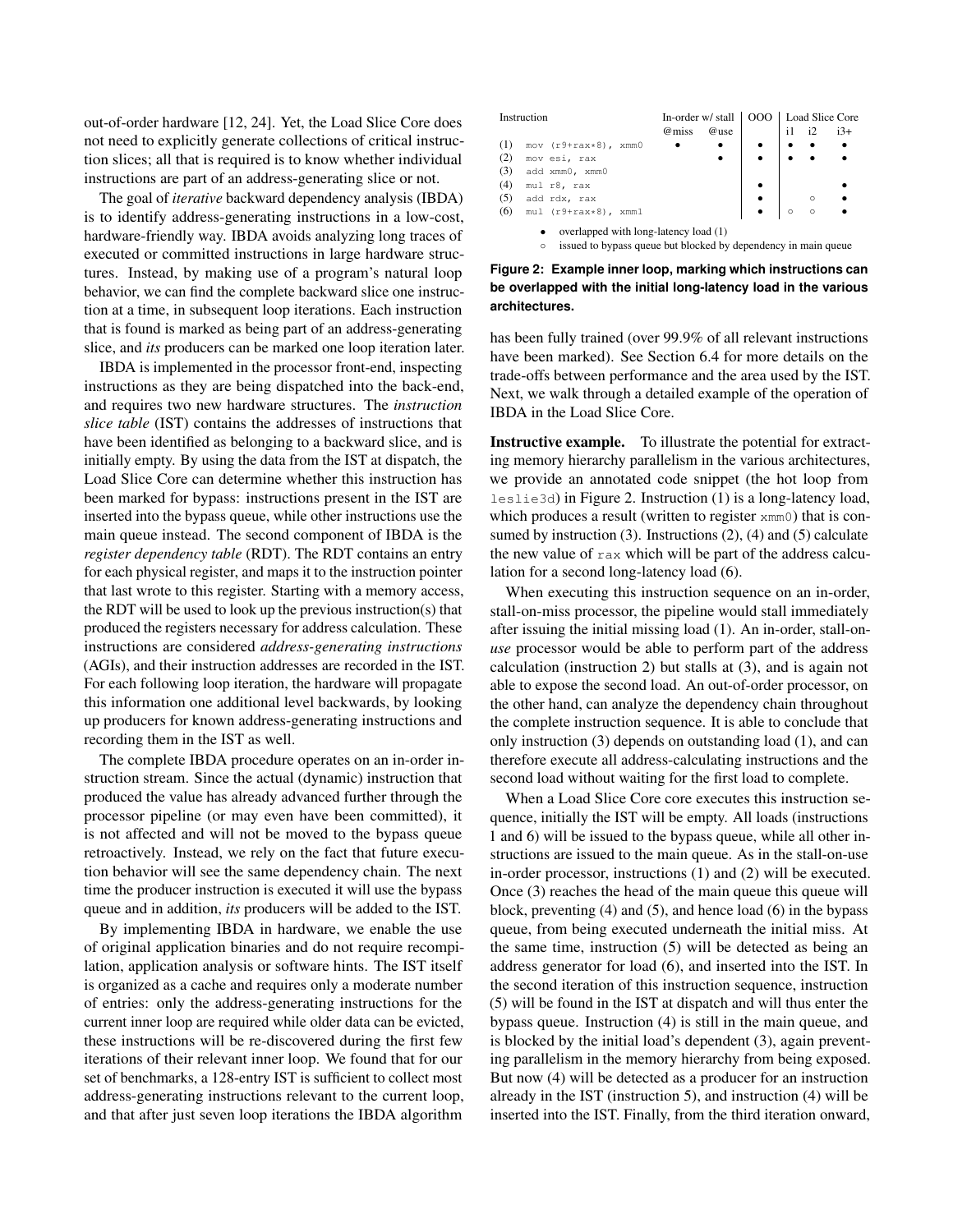out-of-order hardware [12, 24]. Yet, the Load Slice Core does not need to explicitly generate collections of critical instruction slices; all that is required is to know whether individual instructions are part of an address-generating slice or not.

The goal of *iterative* backward dependency analysis (IBDA) is to identify address-generating instructions in a low-cost, hardware-friendly way. IBDA avoids analyzing long traces of executed or committed instructions in large hardware structures. Instead, by making use of a program's natural loop behavior, we can find the complete backward slice one instruction at a time, in subsequent loop iterations. Each instruction that is found is marked as being part of an address-generating slice, and *its* producers can be marked one loop iteration later.

IBDA is implemented in the processor front-end, inspecting instructions as they are being dispatched into the back-end, and requires two new hardware structures. The *instruction slice table* (IST) contains the addresses of instructions that have been identified as belonging to a backward slice, and is initially empty. By using the data from the IST at dispatch, the Load Slice Core can determine whether this instruction has been marked for bypass: instructions present in the IST are inserted into the bypass queue, while other instructions use the main queue instead. The second component of IBDA is the *register dependency table* (RDT). The RDT contains an entry for each physical register, and maps it to the instruction pointer that last wrote to this register. Starting with a memory access, the RDT will be used to look up the previous instruction(s) that produced the registers necessary for address calculation. These instructions are considered *address-generating instructions* (AGIs), and their instruction addresses are recorded in the IST. For each following loop iteration, the hardware will propagate this information one additional level backwards, by looking up producers for known address-generating instructions and recording them in the IST as well.

The complete IBDA procedure operates on an in-order instruction stream. Since the actual (dynamic) instruction that produced the value has already advanced further through the processor pipeline (or may even have been committed), it is not affected and will not be moved to the bypass queue retroactively. Instead, we rely on the fact that future execution behavior will see the same dependency chain. The next time the producer instruction is executed it will use the bypass queue and in addition, *its* producers will be added to the IST.

By implementing IBDA in hardware, we enable the use of original application binaries and do not require recompilation, application analysis or software hints. The IST itself is organized as a cache and requires only a moderate number of entries: only the address-generating instructions for the current inner loop are required while older data can be evicted, these instructions will be re-discovered during the first few iterations of their relevant inner loop. We found that for our set of benchmarks, a 128-entry IST is sufficient to collect most address-generating instructions relevant to the current loop, and that after just seven loop iterations the IBDA algorithm has been fully trained (over 99.9% of all relevant instructions have been marked). See Section 6.4 for more details on the trade-offs between performance and the area used by the IST. Next, we walk through a detailed example of the operation of IBDA in the Load Slice Core.

| | Instruction | In-order w/ stall @miss | In-order w/ stall @use | OOO | Load Slice Core i1 | Load Slice Core i2 | Load Slice Core i3+ |
|---|---|---|---|---|---|---|---|
| (1) | `mov (r9+rax*8), xmm0` | • | • | • | • | • | • |
| (2) | `mov esi, rax` | | • | • | • | • | • |
| (3) | `add xmm0, xmm0` | | | | | | |
| (4) | `mul r8, rax` | | | • | | | • |
| (5) | `add rdx, rax` | | | • | | ○ | • |
| (6) | `mul (r9+rax*8), xmm1` | | | • | ○ | ○ | • |

- • overlapped with long-latency load (1)
- ○ issued to bypass queue but blocked by dependency in main queue

**Figure 2: Example inner loop, marking which instructions can be overlapped with the initial long-latency load in the various architectures.**

**Instructive example.** To illustrate the potential for extracting memory hierarchy parallelism in the various architectures, we provide an annotated code snippet (the hot loop from `leslie3d`) in Figure 2. Instruction (1) is a long-latency load, which produces a result (written to register `xmm0`) that is consumed by instruction (3). Instructions (2), (4) and (5) calculate the new value of `rax` which will be part of the address calculation for a second long-latency load (6).

When executing this instruction sequence on an in-order, stall-on-miss processor, the pipeline would stall immediately after issuing the initial missing load (1). An in-order, stall-on-*use* processor would be able to perform part of the address calculation (instruction 2) but stalls at (3), and is again not able to expose the second load. An out-of-order processor, on the other hand, can analyze the dependency chain throughout the complete instruction sequence. It is able to conclude that only instruction (3) depends on outstanding load (1), and can therefore execute all address-calculating instructions and the second load without waiting for the first load to complete.

When a Load Slice Core core executes this instruction sequence, initially the IST will be empty. All loads (instructions 1 and 6) will be issued to the bypass queue, while all other instructions are issued to the main queue. As in the stall-on-use in-order processor, instructions (1) and (2) will be executed. Once (3) reaches the head of the main queue this queue will block, preventing (4) and (5), and hence load (6) in the bypass queue, from being executed underneath the initial miss. At the same time, instruction (5) will be detected as being an address generator for load (6), and inserted into the IST. In the second iteration of this instruction sequence, instruction (5) will be found in the IST at dispatch and will thus enter the bypass queue. Instruction (4) is still in the main queue, and is blocked by the initial load's dependent (3), again preventing parallelism in the memory hierarchy from being exposed. But now (4) will be detected as a producer for an instruction already in the IST (instruction 5), and instruction (4) will be inserted into the IST. Finally, from the third iteration onward,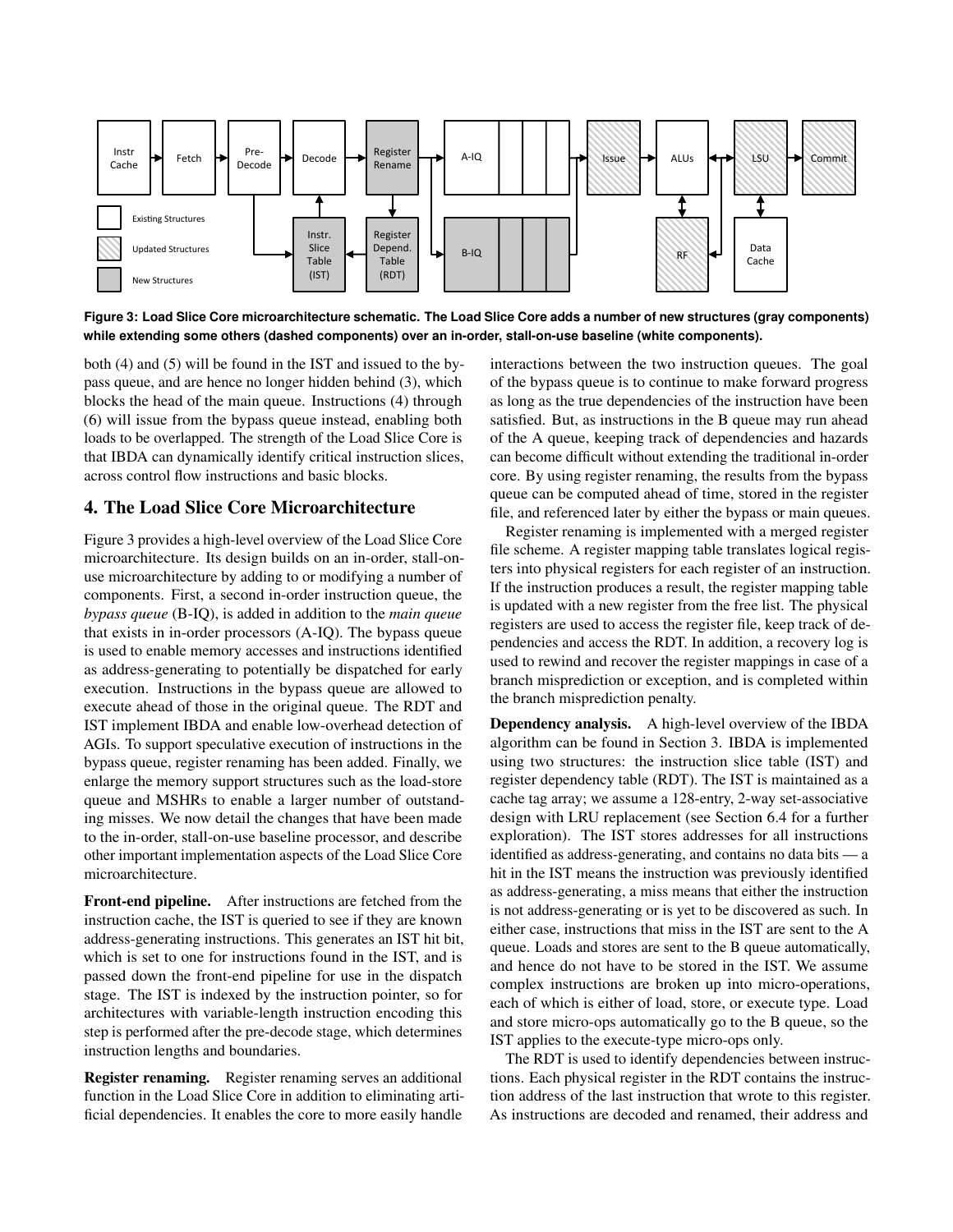Figure 3: Load Slice Core microarchitecture schematic. The Load Slice Core adds a number of new structures (gray components) while extending some others (dashed components) over an in-order, stall-on-use baseline (white components).

both (4) and (5) will be found in the IST and issued to the bypass queue, and are hence no longer hidden behind (3), which blocks the head of the main queue. Instructions (4) through (6) will issue from the bypass queue instead, enabling both loads to be overlapped. The strength of the Load Slice Core is that IBDA can dynamically identify critical instruction slices, across control flow instructions and basic blocks.

## 4. The Load Slice Core Microarchitecture

Figure 3 provides a high-level overview of the Load Slice Core microarchitecture. Its design builds on an in-order, stall-on-use microarchitecture by adding to or modifying a number of components. First, a second in-order instruction queue, the *bypass queue* (B-IQ), is added in addition to the *main queue* that exists in in-order processors (A-IQ). The bypass queue is used to enable memory accesses and instructions identified as address-generating to potentially be dispatched for early execution. Instructions in the bypass queue are allowed to execute ahead of those in the original queue. The RDT and IST implement IBDA and enable low-overhead detection of AGIs. To support speculative execution of instructions in the bypass queue, register renaming has been added. Finally, we enlarge the memory support structures such as the load-store queue and MSHRs to enable a larger number of outstanding misses. We now detail the changes that have been made to the in-order, stall-on-use baseline processor, and describe other important implementation aspects of the Load Slice Core microarchitecture.

**Front-end pipeline.** After instructions are fetched from the instruction cache, the IST is queried to see if they are known address-generating instructions. This generates an IST hit bit, which is set to one for instructions found in the IST, and is passed down the front-end pipeline for use in the dispatch stage. The IST is indexed by the instruction pointer, so for architectures with variable-length instruction encoding this step is performed after the pre-decode stage, which determines instruction lengths and boundaries.

**Register renaming.** Register renaming serves an additional function in the Load Slice Core in addition to eliminating artificial dependencies. It enables the core to more easily handle interactions between the two instruction queues. The goal of the bypass queue is to continue to make forward progress as long as the true dependencies of the instruction have been satisfied. But, as instructions in the B queue may run ahead of the A queue, keeping track of dependencies and hazards can become difficult without extending the traditional in-order core. By using register renaming, the results from the bypass queue can be computed ahead of time, stored in the register file, and referenced later by either the bypass or main queues.

Register renaming is implemented with a merged register file scheme. A register mapping table translates logical registers into physical registers for each register of an instruction. If the instruction produces a result, the register mapping table is updated with a new register from the free list. The physical registers are used to access the register file, keep track of dependencies and access the RDT. In addition, a recovery log is used to rewind and recover the register mappings in case of a branch misprediction or exception, and is completed within the branch misprediction penalty.

**Dependency analysis.** A high-level overview of the IBDA algorithm can be found in Section 3. IBDA is implemented using two structures: the instruction slice table (IST) and register dependency table (RDT). The IST is maintained as a cache tag array; we assume a 128-entry, 2-way set-associative design with LRU replacement (see Section 6.4 for a further exploration). The IST stores addresses for all instructions identified as address-generating, and contains no data bits — a hit in the IST means the instruction was previously identified as address-generating, a miss means that either the instruction is not address-generating or is yet to be discovered as such. In either case, instructions that miss in the IST are sent to the A queue. Loads and stores are sent to the B queue automatically, and hence do not have to be stored in the IST. We assume complex instructions are broken up into micro-operations, each of which is either of load, store, or execute type. Load and store micro-ops automatically go to the B queue, so the IST applies to the execute-type micro-ops only.

The RDT is used to identify dependencies between instructions. Each physical register in the RDT contains the instruction address of the last instruction that wrote to this register. As instructions are decoded and renamed, their address and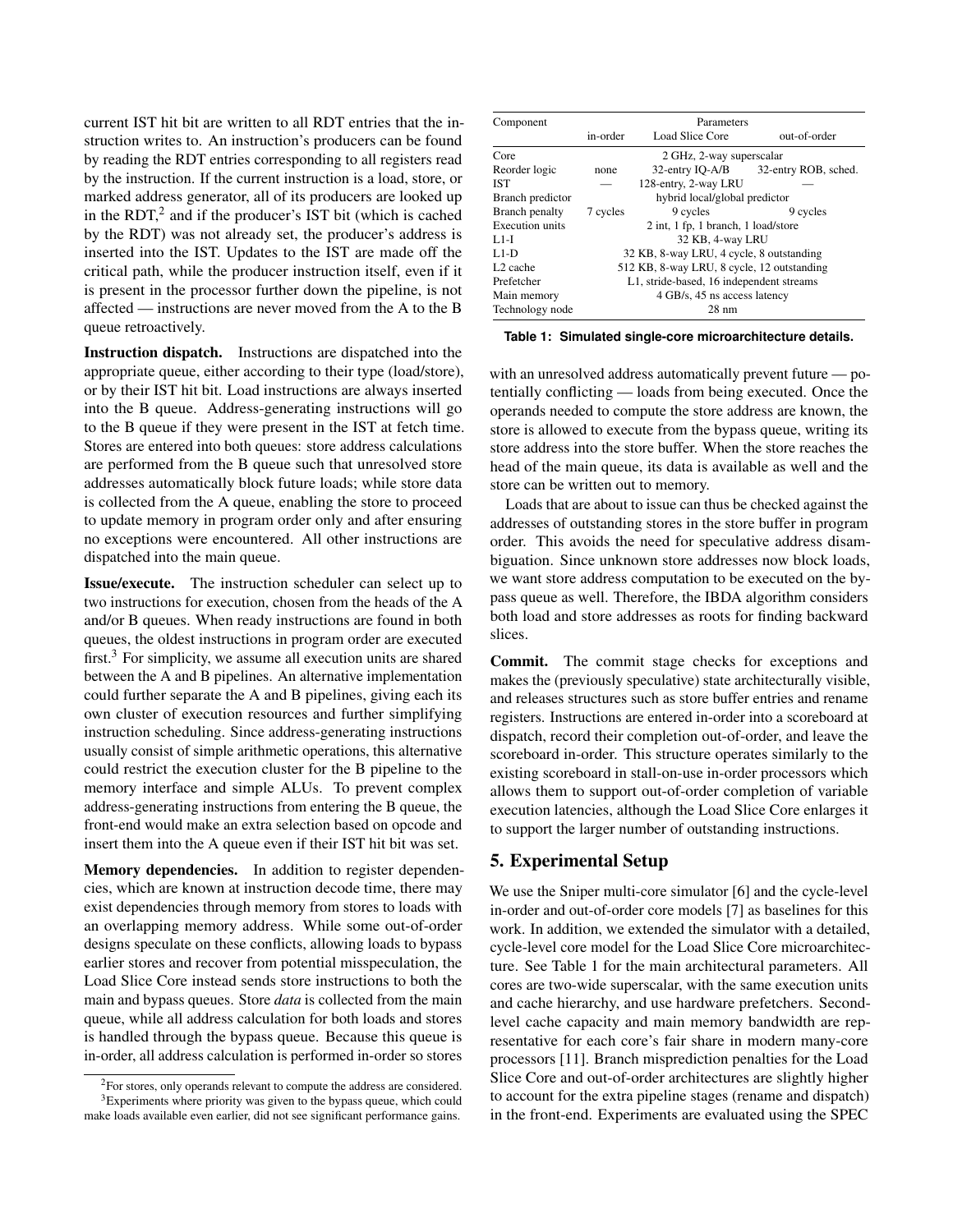current IST hit bit are written to all RDT entries that the instruction writes to. An instruction's producers can be found by reading the RDT entries corresponding to all registers read by the instruction. If the current instruction is a load, store, or marked address generator, all of its producers are looked up in the RDT,[2] and if the producer's IST bit (which is cached by the RDT) was not already set, the producer's address is inserted into the IST. Updates to the IST are made off the critical path, while the producer instruction itself, even if it is present in the processor further down the pipeline, is not affected — instructions are never moved from the A to the B queue retroactively.

**Instruction dispatch.** Instructions are dispatched into the appropriate queue, either according to their type (load/store), or by their IST hit bit. Load instructions are always inserted into the B queue. Address-generating instructions will go to the B queue if they were present in the IST at fetch time. Stores are entered into both queues: store address calculations are performed from the B queue such that unresolved store addresses automatically block future loads; while store data is collected from the A queue, enabling the store to proceed to update memory in program order only and after ensuring no exceptions were encountered. All other instructions are dispatched into the main queue.

**Issue/execute.** The instruction scheduler can select up to two instructions for execution, chosen from the heads of the A and/or B queues. When ready instructions are found in both queues, the oldest instructions in program order are executed first.[3] For simplicity, we assume all execution units are shared between the A and B pipelines. An alternative implementation could further separate the A and B pipelines, giving each its own cluster of execution resources and further simplifying instruction scheduling. Since address-generating instructions usually consist of simple arithmetic operations, this alternative could restrict the execution cluster for the B pipeline to the memory interface and simple ALUs. To prevent complex address-generating instructions from entering the B queue, the front-end would make an extra selection based on opcode and insert them into the A queue even if their IST hit bit was set.

**Memory dependencies.** In addition to register dependencies, which are known at instruction decode time, there may exist dependencies through memory from stores to loads with an overlapping memory address. While some out-of-order designs speculate on these conflicts, allowing loads to bypass earlier stores and recover from potential misspeculation, the Load Slice Core instead sends store instructions to both the main and bypass queues. Store *data* is collected from the main queue, while all address calculation for both loads and stores is handled through the bypass queue. Because this queue is in-order, all address calculation is performed in-order so stores with an unresolved address automatically prevent future — potentially conflicting — loads from being executed. Once the operands needed to compute the store address are known, the store is allowed to execute from the bypass queue, writing its store address into the store buffer. When the store reaches the head of the main queue, its data is available as well and the store can be written out to memory.

Loads that are about to issue can thus be checked against the addresses of outstanding stores in the store buffer in program order. This avoids the need for speculative address disambiguation. Since unknown store addresses now block loads, we want store address computation to be executed on the bypass queue as well. Therefore, the IBDA algorithm considers both load and store addresses as roots for finding backward slices.

**Commit.** The commit stage checks for exceptions and makes the (previously speculative) state architecturally visible, and releases structures such as store buffer entries and rename registers. Instructions are entered in-order into a scoreboard at dispatch, record their completion out-of-order, and leave the scoreboard in-order. This structure operates similarly to the existing scoreboard in stall-on-use in-order processors which allows them to support out-of-order completion of variable execution latencies, although the Load Slice Core enlarges it to support the larger number of outstanding instructions.

[2] For stores, only operands relevant to compute the address are considered.

[3] Experiments where priority was given to the bypass queue, which could make loads available even earlier, did not see significant performance gains.

| Component | Parameters | | |
|---|---|---|---|
| | in-order | Load Slice Core | out-of-order |
| Core | 2 GHz, 2-way superscalar | | |
| Reorder logic | none | 32-entry IQ-A/B | 32-entry ROB, sched. |
| IST | — | 128-entry, 2-way LRU | — |
| Branch predictor | hybrid local/global predictor | | |
| Branch penalty | 7 cycles | 9 cycles | 9 cycles |
| Execution units | 2 int, 1 fp, 1 branch, 1 load/store | | |
| L1-I | 32 KB, 4-way LRU | | |
| L1-D | 32 KB, 8-way LRU, 4 cycle, 8 outstanding | | |
| L2 cache | 512 KB, 8-way LRU, 8 cycle, 12 outstanding | | |
| Prefetcher | L1, stride-based, 16 independent streams | | |
| Main memory | 4 GB/s, 45 ns access latency | | |
| Technology node | 28 nm | | |

**Table 1: Simulated single-core microarchitecture details.**

## 5. Experimental Setup

We use the Sniper multi-core simulator [6] and the cycle-level in-order and out-of-order core models [7] as baselines for this work. In addition, we extended the simulator with a detailed, cycle-level core model for the Load Slice Core microarchitecture. See Table 1 for the main architectural parameters. All cores are two-wide superscalar, with the same execution units and cache hierarchy, and use hardware prefetchers. Second-level cache capacity and main memory bandwidth are representative for each core's fair share in modern many-core processors [11]. Branch misprediction penalties for the Load Slice Core and out-of-order architectures are slightly higher to account for the extra pipeline stages (rename and dispatch) in the front-end. Experiments are evaluated using the SPEC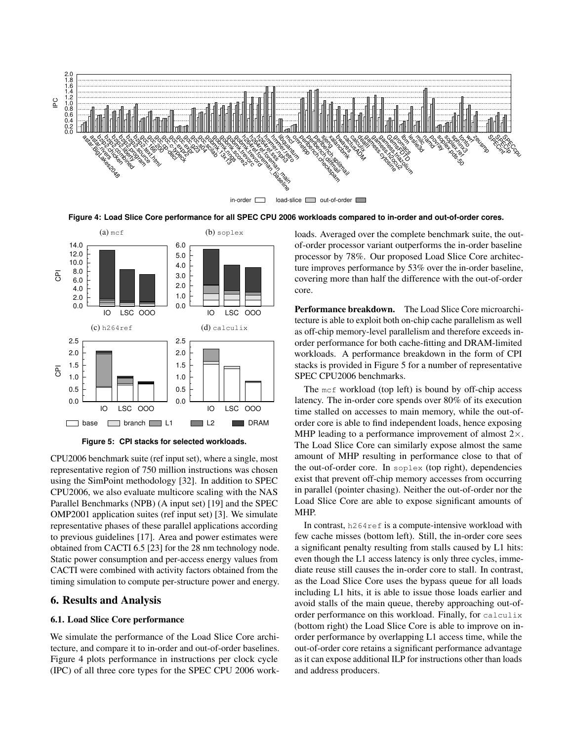Figure 4: Load Slice Core performance for all SPEC CPU 2006 workloads compared to in-order and out-of-order cores.

Figure 5: CPI stacks for selected workloads.

CPU2006 benchmark suite (ref input set), where a single, most representative region of 750 million instructions was chosen using the SimPoint methodology [32]. In addition to SPEC CPU2006, we also evaluate multicore scaling with the NAS Parallel Benchmarks (NPB) (A input set) [19] and the SPEC OMP2001 application suites (ref input set) [3]. We simulate representative phases of these parallel applications according to previous guidelines [17]. Area and power estimates were obtained from CACTI 6.5 [23] for the 28 nm technology node. Static power consumption and per-access energy values from CACTI were combined with activity factors obtained from the timing simulation to compute per-structure power and energy.

## 6. Results and Analysis

### 6.1. Load Slice Core performance

We simulate the performance of the Load Slice Core architecture, and compare it to in-order and out-of-order baselines. Figure 4 plots performance in instructions per clock cycle (IPC) of all three core types for the SPEC CPU 2006 workloads. Averaged over the complete benchmark suite, the out-of-order processor variant outperforms the in-order baseline processor by 78%. Our proposed Load Slice Core architecture improves performance by 53% over the in-order baseline, covering more than half the difference with the out-of-order core.

**Performance breakdown.** The Load Slice Core microarchitecture is able to exploit both on-chip cache parallelism as well as off-chip memory-level parallelism and therefore exceeds in-order performance for both cache-fitting and DRAM-limited workloads. A performance breakdown in the form of CPI stacks is provided in Figure 5 for a number of representative SPEC CPU2006 benchmarks.

The `mcf` workload (top left) is bound by off-chip access latency. The in-order core spends over 80% of its execution time stalled on accesses to main memory, while the out-of-order core is able to find independent loads, hence exposing MHP leading to a performance improvement of almost 2×. The Load Slice Core can similarly expose almost the same amount of MHP resulting in performance close to that of the out-of-order core. In `soplex` (top right), dependencies exist that prevent off-chip memory accesses from occurring in parallel (pointer chasing). Neither the out-of-order nor the Load Slice Core are able to expose significant amounts of MHP.

In contrast, `h264ref` is a compute-intensive workload with few cache misses (bottom left). Still, the in-order core sees a significant penalty resulting from stalls caused by L1 hits: even though the L1 access latency is only three cycles, immediate reuse still causes the in-order core to stall. In contrast, as the Load Slice Core uses the bypass queue for all loads including L1 hits, it is able to issue those loads earlier and avoid stalls of the main queue, thereby approaching out-of-order performance on this workload. Finally, for `calculix` (bottom right) the Load Slice Core is able to improve on in-order performance by overlapping L1 access time, while the out-of-order core retains a significant performance advantage as it can expose additional ILP for instructions other than loads and address producers.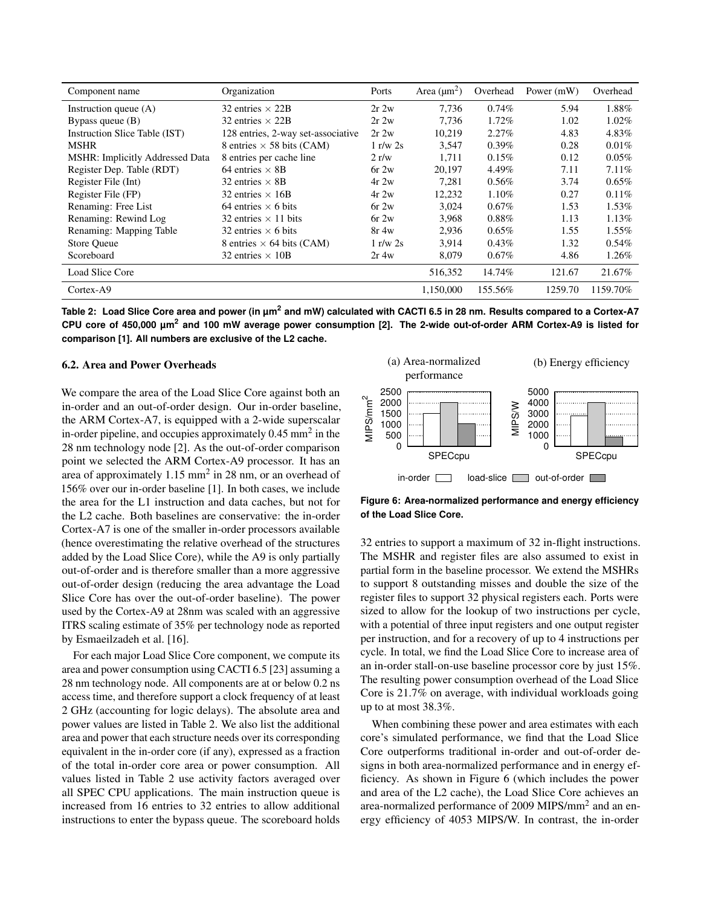| Component name | Organization | Ports | Area (μm$^2$) | Overhead | Power (mW) | Overhead |
|---|---|---|---|---|---|---|
| Instruction queue (A) | 32 entries × 22B | 2r 2w | 7,736 | 0.74% | 5.94 | 1.88% |
| Bypass queue (B) | 32 entries × 22B | 2r 2w | 7,736 | 1.72% | 1.02 | 1.02% |
| Instruction Slice Table (IST) | 128 entries, 2-way set-associative | 2r 2w | 10,219 | 2.27% | 4.83 | 4.83% |
| MSHR | 8 entries × 58 bits (CAM) | 1 r/w 2s | 3,547 | 0.39% | 0.28 | 0.01% |
| MSHR: Implicitly Addressed Data | 8 entries per cache line | 2 r/w | 1,711 | 0.15% | 0.12 | 0.05% |
| Register Dep. Table (RDT) | 64 entries × 8B | 6r 2w | 20,197 | 4.49% | 7.11 | 7.11% |
| Register File (Int) | 32 entries × 8B | 4r 2w | 7,281 | 0.56% | 3.74 | 0.65% |
| Register File (FP) | 32 entries × 16B | 4r 2w | 12,232 | 1.10% | 0.27 | 0.11% |
| Renaming: Free List | 64 entries × 6 bits | 6r 2w | 3,024 | 0.67% | 1.53 | 1.53% |
| Renaming: Rewind Log | 32 entries × 11 bits | 6r 2w | 3,968 | 0.88% | 1.13 | 1.13% |
| Renaming: Mapping Table | 32 entries × 6 bits | 8r 4w | 2,936 | 0.65% | 1.55 | 1.55% |
| Store Queue | 8 entries × 64 bits (CAM) | 1 r/w 2s | 3,914 | 0.43% | 1.32 | 0.54% |
| Scoreboard | 32 entries × 10B | 2r 4w | 8,079 | 0.67% | 4.86 | 1.26% |
| Load Slice Core | | | 516,352 | 14.74% | 121.67 | 21.67% |
| Cortex-A9 | | | 1,150,000 | 155.56% | 1259.70 | 1159.70% |

**Table 2: Load Slice Core area and power (in μm$^2$ and mW) calculated with CACTI 6.5 in 28 nm. Results compared to a Cortex-A7 CPU core of 450,000 μm$^2$ and 100 mW average power consumption [2]. The 2-wide out-of-order ARM Cortex-A9 is listed for comparison [1]. All numbers are exclusive of the L2 cache.**

### 6.2. Area and Power Overheads

We compare the area of the Load Slice Core against both an in-order and an out-of-order design. Our in-order baseline, the ARM Cortex-A7, is equipped with a 2-wide superscalar in-order pipeline, and occupies approximately 0.45 mm$^2$ in the 28 nm technology node [2]. As the out-of-order comparison point we selected the ARM Cortex-A9 processor. It has an area of approximately 1.15 mm$^2$ in 28 nm, or an overhead of 156% over our in-order baseline [1]. In both cases, we include the area for the L1 instruction and data caches, but not for the L2 cache. Both baselines are conservative: the in-order Cortex-A7 is one of the smaller in-order processors available (hence overestimating the relative overhead of the structures added by the Load Slice Core), while the A9 is only partially out-of-order and is therefore smaller than a more aggressive out-of-order design (reducing the area advantage the Load Slice Core has over the out-of-order baseline). The power used by the Cortex-A9 at 28nm was scaled with an aggressive ITRS scaling estimate of 35% per technology node as reported by Esmaeilzadeh et al. [16].

For each major Load Slice Core component, we compute its area and power consumption using CACTI 6.5 [23] assuming a 28 nm technology node. All components are at or below 0.2 ns access time, and therefore support a clock frequency of at least 2 GHz (accounting for logic delays). The absolute area and power values are listed in Table 2. We also list the additional area and power that each structure needs over its corresponding equivalent in the in-order core (if any), expressed as a fraction of the total in-order core area or power consumption. All values listed in Table 2 use activity factors averaged over all SPEC CPU applications. The main instruction queue is increased from 16 entries to 32 entries to allow additional instructions to enter the bypass queue. The scoreboard holds 32 entries to support a maximum of 32 in-flight instructions. The MSHR and register files are also assumed to exist in partial form in the baseline processor. We extend the MSHRs to support 8 outstanding misses and double the size of the register files to support 32 physical registers each. Ports were sized to allow for the lookup of two instructions per cycle, with a potential of three input registers and one output register per instruction, and for a recovery of up to 4 instructions per cycle. In total, we find the Load Slice Core to increase area of an in-order stall-on-use baseline processor core by just 15%. The resulting power consumption overhead of the Load Slice Core is 21.7% on average, with individual workloads going up to at most 38.3%.

**Figure 6: Area-normalized performance and energy efficiency of the Load Slice Core.**

When combining these power and area estimates with each core's simulated performance, we find that the Load Slice Core outperforms traditional in-order and out-of-order designs in both area-normalized performance and in energy efficiency. As shown in Figure 6 (which includes the power and area of the L2 cache), the Load Slice Core achieves an area-normalized performance of 2009 MIPS/mm$^2$ and an energy efficiency of 4053 MIPS/W. In contrast, the in-order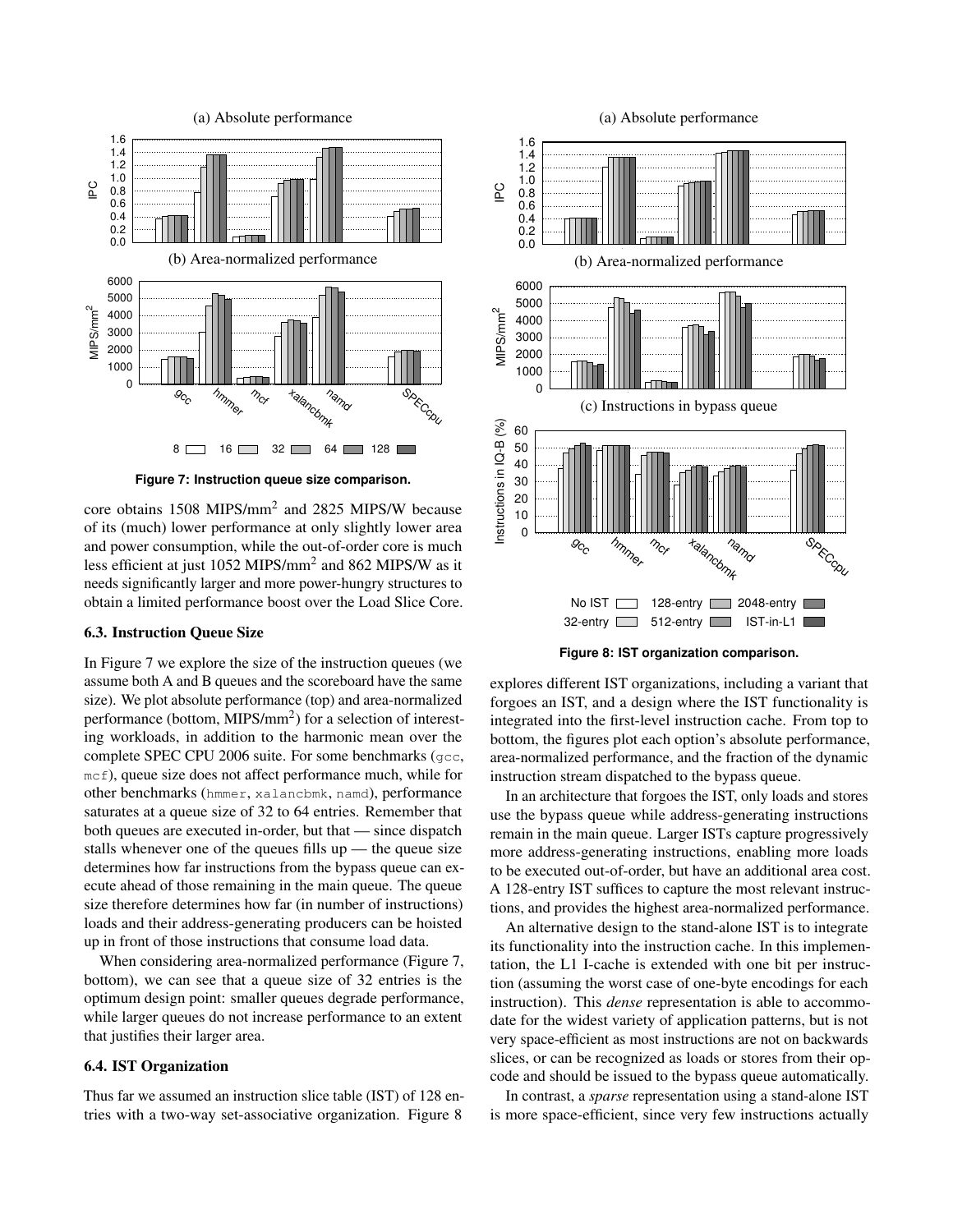Figure 7: Instruction queue size comparison.

core obtains 1508 MIPS/mm$^2$ and 2825 MIPS/W because of its (much) lower performance at only slightly lower area and power consumption, while the out-of-order core is much less efficient at just 1052 MIPS/mm$^2$ and 862 MIPS/W as it needs significantly larger and more power-hungry structures to obtain a limited performance boost over the Load Slice Core.

### 6.3. Instruction Queue Size

In Figure 7 we explore the size of the instruction queues (we assume both A and B queues and the scoreboard have the same size). We plot absolute performance (top) and area-normalized performance (bottom, MIPS/mm$^2$) for a selection of interesting workloads, in addition to the harmonic mean over the complete SPEC CPU 2006 suite. For some benchmarks (gcc, mcf), queue size does not affect performance much, while for other benchmarks (hmmer, xalancbmk, namd), performance saturates at a queue size of 32 to 64 entries. Remember that both queues are executed in-order, but that — since dispatch stalls whenever one of the queues fills up — the queue size determines how far instructions from the bypass queue can execute ahead of those remaining in the main queue. The queue size therefore determines how far (in number of instructions) loads and their address-generating producers can be hoisted up in front of those instructions that consume load data.

When considering area-normalized performance (Figure 7, bottom), we can see that a queue size of 32 entries is the optimum design point: smaller queues degrade performance, while larger queues do not increase performance to an extent that justifies their larger area.

### 6.4. IST Organization

Thus far we assumed an instruction slice table (IST) of 128 entries with a two-way set-associative organization. Figure 8 explores different IST organizations, including a variant that forgoes an IST, and a design where the IST functionality is integrated into the first-level instruction cache. From top to bottom, the figures plot each option's absolute performance, area-normalized performance, and the fraction of the dynamic instruction stream dispatched to the bypass queue.

Figure 8: IST organization comparison.

In an architecture that forgoes the IST, only loads and stores use the bypass queue while address-generating instructions remain in the main queue. Larger ISTs capture progressively more address-generating instructions, enabling more loads to be executed out-of-order, but have an additional area cost. A 128-entry IST suffices to capture the most relevant instructions, and provides the highest area-normalized performance.

An alternative design to the stand-alone IST is to integrate its functionality into the instruction cache. In this implementation, the L1 I-cache is extended with one bit per instruction (assuming the worst case of one-byte encodings for each instruction). This *dense* representation is able to accommodate for the widest variety of application patterns, but is not very space-efficient as most instructions are not on backwards slices, or can be recognized as loads or stores from their opcode and should be issued to the bypass queue automatically.

In contrast, a *sparse* representation using a stand-alone IST is more space-efficient, since very few instructions actually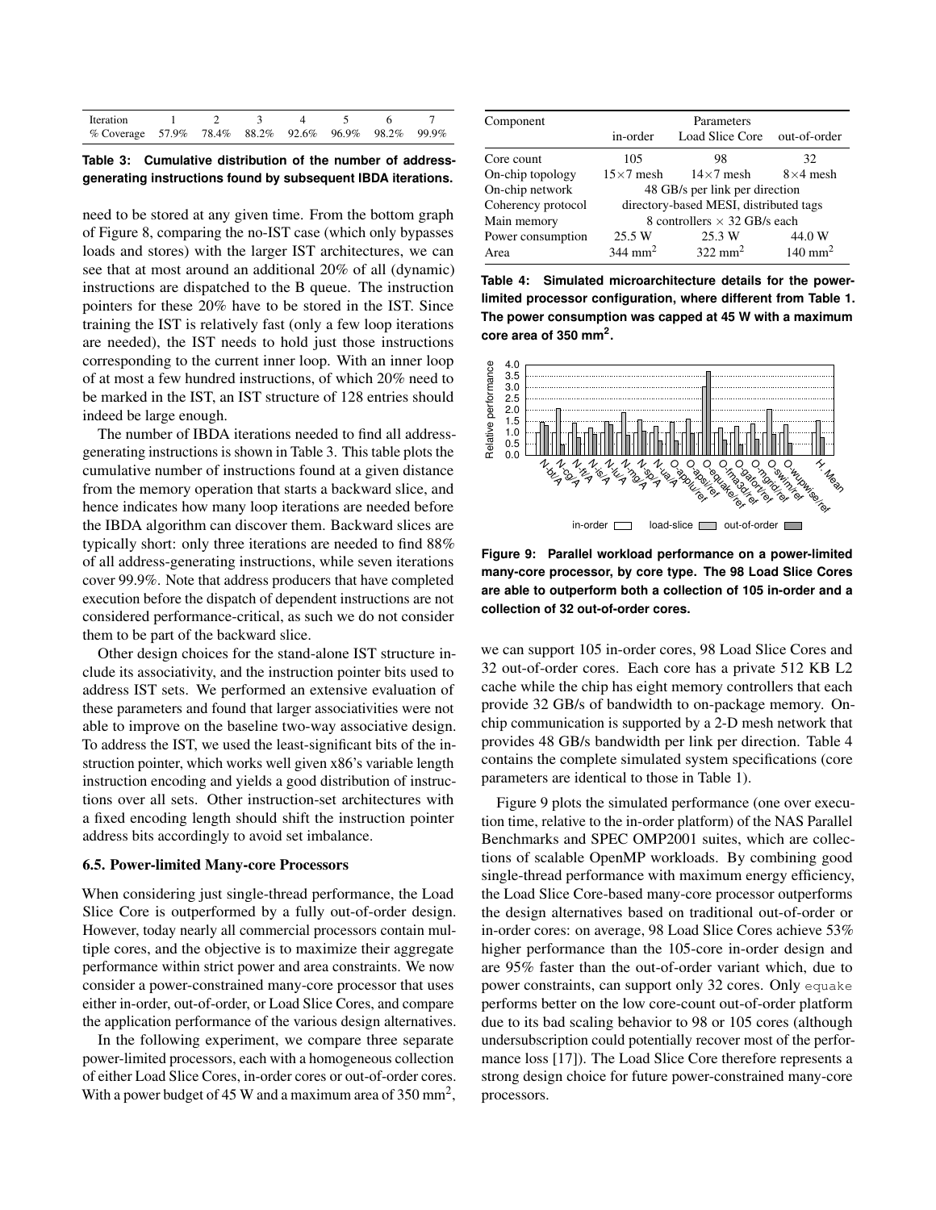| Iteration | 1 | 2 | 3 | 4 | 5 | 6 | 7 |
|---|---|---|---|---|---|---|---|
| % Coverage | 57.9% | 78.4% | 88.2% | 92.6% | 96.9% | 98.2% | 99.9% |

**Table 3: Cumulative distribution of the number of address-generating instructions found by subsequent IBDA iterations.**

need to be stored at any given time. From the bottom graph of Figure 8, comparing the no-IST case (which only bypasses loads and stores) with the larger IST architectures, we can see that at most around an additional 20% of all (dynamic) instructions are dispatched to the B queue. The instruction pointers for these 20% have to be stored in the IST. Since training the IST is relatively fast (only a few loop iterations are needed), the IST needs to hold just those instructions corresponding to the current inner loop. With an inner loop of at most a few hundred instructions, of which 20% need to be marked in the IST, an IST structure of 128 entries should indeed be large enough.

The number of IBDA iterations needed to find all address-generating instructions is shown in Table 3. This table plots the cumulative number of instructions found at a given distance from the memory operation that starts a backward slice, and hence indicates how many loop iterations are needed before the IBDA algorithm can discover them. Backward slices are typically short: only three iterations are needed to find 88% of all address-generating instructions, while seven iterations cover 99.9%. Note that address producers that have completed execution before the dispatch of dependent instructions are not considered performance-critical, as such we do not consider them to be part of the backward slice.

Other design choices for the stand-alone IST structure include its associativity, and the instruction pointer bits used to address IST sets. We performed an extensive evaluation of these parameters and found that larger associativities were not able to improve on the baseline two-way associative design. To address the IST, we used the least-significant bits of the instruction pointer, which works well given x86's variable length instruction encoding and yields a good distribution of instructions over all sets. Other instruction-set architectures with a fixed encoding length should shift the instruction pointer address bits accordingly to avoid set imbalance.

### 6.5. Power-limited Many-core Processors

When considering just single-thread performance, the Load Slice Core is outperformed by a fully out-of-order design. However, today nearly all commercial processors contain multiple cores, and the objective is to maximize their aggregate performance within strict power and area constraints. We now consider a power-constrained many-core processor that uses either in-order, out-of-order, or Load Slice Cores, and compare the application performance of the various design alternatives.

In the following experiment, we compare three separate power-limited processors, each with a homogeneous collection of either Load Slice Cores, in-order cores or out-of-order cores. With a power budget of 45 W and a maximum area of 350 mm$^2$, we can support 105 in-order cores, 98 Load Slice Cores and 32 out-of-order cores. Each core has a private 512 KB L2 cache while the chip has eight memory controllers that each provide 32 GB/s of bandwidth to on-package memory. On-chip communication is supported by a 2-D mesh network that provides 48 GB/s bandwidth per link per direction. Table 4 contains the complete simulated system specifications (core parameters are identical to those in Table 1).

| Component | Parameters | | |
|---|---|---|---|
| | in-order | Load Slice Core | out-of-order |
| Core count | 105 | 98 | 32 |
| On-chip topology | 15×7 mesh | 14×7 mesh | 8×4 mesh |
| On-chip network | 48 GB/s per link per direction | | |
| Coherency protocol | directory-based MESI, distributed tags | | |
| Main memory | 8 controllers × 32 GB/s each | | |
| Power consumption | 25.5 W | 25.3 W | 44.0 W |
| Area | 344 mm$^2$ | 322 mm$^2$ | 140 mm$^2$ |

**Table 4: Simulated microarchitecture details for the power-limited processor configuration, where different from Table 1. The power consumption was capped at 45 W with a maximum core area of 350 mm$^2$.**

**Figure 9: Parallel workload performance on a power-limited many-core processor, by core type. The 98 Load Slice Cores are able to outperform both a collection of 105 in-order and a collection of 32 out-of-order cores.**

Figure 9 plots the simulated performance (one over execution time, relative to the in-order platform) of the NAS Parallel Benchmarks and SPEC OMP2001 suites, which are collections of scalable OpenMP workloads. By combining good single-thread performance with maximum energy efficiency, the Load Slice Core-based many-core processor outperforms the design alternatives based on traditional out-of-order or in-order cores: on average, 98 Load Slice Cores achieve 53% higher performance than the 105-core in-order design and are 95% faster than the out-of-order variant which, due to power constraints, can support only 32 cores. Only `equake` performs better on the low core-count out-of-order platform due to its bad scaling behavior to 98 or 105 cores (although undersubscription could potentially recover most of the performance loss [17]). The Load Slice Core therefore represents a strong design choice for future power-constrained many-core processors.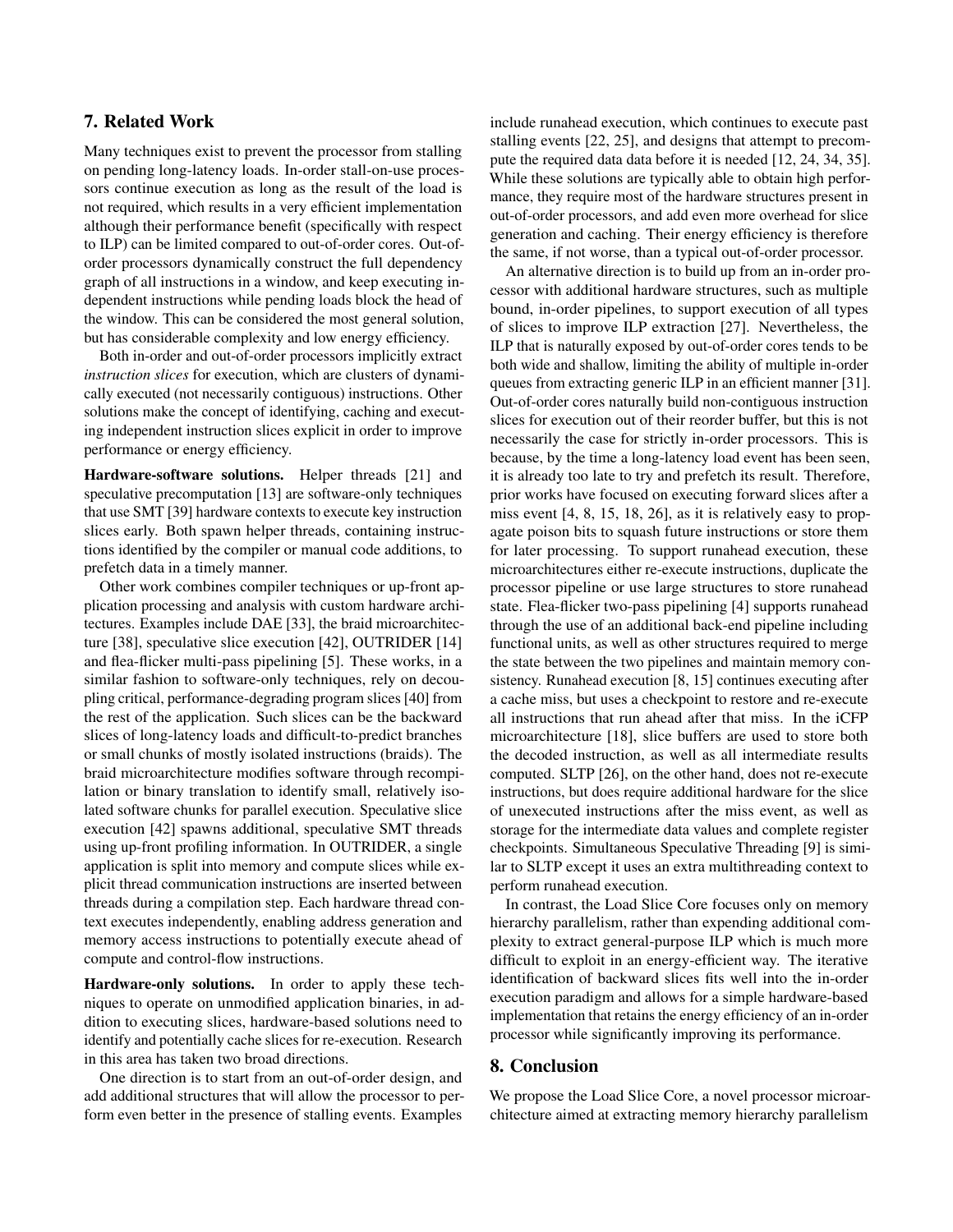## 7. Related Work

Many techniques exist to prevent the processor from stalling on pending long-latency loads. In-order stall-on-use processors continue execution as long as the result of the load is not required, which results in a very efficient implementation although their performance benefit (specifically with respect to ILP) can be limited compared to out-of-order cores. Out-of-order processors dynamically construct the full dependency graph of all instructions in a window, and keep executing independent instructions while pending loads block the head of the window. This can be considered the most general solution, but has considerable complexity and low energy efficiency.

Both in-order and out-of-order processors implicitly extract *instruction slices* for execution, which are clusters of dynamically executed (not necessarily contiguous) instructions. Other solutions make the concept of identifying, caching and executing independent instruction slices explicit in order to improve performance or energy efficiency.

**Hardware-software solutions.** Helper threads [21] and speculative precomputation [13] are software-only techniques that use SMT [39] hardware contexts to execute key instruction slices early. Both spawn helper threads, containing instructions identified by the compiler or manual code additions, to prefetch data in a timely manner.

Other work combines compiler techniques or up-front application processing and analysis with custom hardware architectures. Examples include DAE [33], the braid microarchitecture [38], speculative slice execution [42], OUTRIDER [14] and flea-flicker multi-pass pipelining [5]. These works, in a similar fashion to software-only techniques, rely on decoupling critical, performance-degrading program slices [40] from the rest of the application. Such slices can be the backward slices of long-latency loads and difficult-to-predict branches or small chunks of mostly isolated instructions (braids). The braid microarchitecture modifies software through recompilation or binary translation to identify small, relatively isolated software chunks for parallel execution. Speculative slice execution [42] spawns additional, speculative SMT threads using up-front profiling information. In OUTRIDER, a single application is split into memory and compute slices while explicit thread communication instructions are inserted between threads during a compilation step. Each hardware thread context executes independently, enabling address generation and memory access instructions to potentially execute ahead of compute and control-flow instructions.

**Hardware-only solutions.** In order to apply these techniques to operate on unmodified application binaries, in addition to executing slices, hardware-based solutions need to identify and potentially cache slices for re-execution. Research in this area has taken two broad directions.

One direction is to start from an out-of-order design, and add additional structures that will allow the processor to perform even better in the presence of stalling events. Examples include runahead execution, which continues to execute past stalling events [22, 25], and designs that attempt to precompute the required data data before it is needed [12, 24, 34, 35]. While these solutions are typically able to obtain high performance, they require most of the hardware structures present in out-of-order processors, and add even more overhead for slice generation and caching. Their energy efficiency is therefore the same, if not worse, than a typical out-of-order processor.

An alternative direction is to build up from an in-order processor with additional hardware structures, such as multiple bound, in-order pipelines, to support execution of all types of slices to improve ILP extraction [27]. Nevertheless, the ILP that is naturally exposed by out-of-order cores tends to be both wide and shallow, limiting the ability of multiple in-order queues from extracting generic ILP in an efficient manner [31]. Out-of-order cores naturally build non-contiguous instruction slices for execution out of their reorder buffer, but this is not necessarily the case for strictly in-order processors. This is because, by the time a long-latency load event has been seen, it is already too late to try and prefetch its result. Therefore, prior works have focused on executing forward slices after a miss event [4, 8, 15, 18, 26], as it is relatively easy to propagate poison bits to squash future instructions or store them for later processing. To support runahead execution, these microarchitectures either re-execute instructions, duplicate the processor pipeline or use large structures to store runahead state. Flea-flicker two-pass pipelining [4] supports runahead through the use of an additional back-end pipeline including functional units, as well as other structures required to merge the state between the two pipelines and maintain memory consistency. Runahead execution [8, 15] continues executing after a cache miss, but uses a checkpoint to restore and re-execute all instructions that run ahead after that miss. In the iCFP microarchitecture [18], slice buffers are used to store both the decoded instruction, as well as all intermediate results computed. SLTP [26], on the other hand, does not re-execute instructions, but does require additional hardware for the slice of unexecuted instructions after the miss event, as well as storage for the intermediate data values and complete register checkpoints. Simultaneous Speculative Threading [9] is similar to SLTP except it uses an extra multithreading context to perform runahead execution.

In contrast, the Load Slice Core focuses only on memory hierarchy parallelism, rather than expending additional complexity to extract general-purpose ILP which is much more difficult to exploit in an energy-efficient way. The iterative identification of backward slices fits well into the in-order execution paradigm and allows for a simple hardware-based implementation that retains the energy efficiency of an in-order processor while significantly improving its performance.

## 8. Conclusion

We propose the Load Slice Core, a novel processor microarchitecture aimed at extracting memory hierarchy parallelism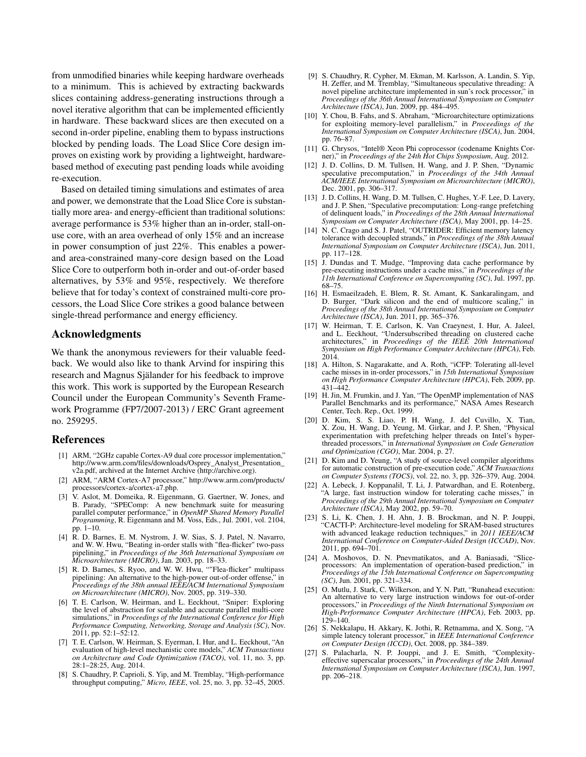from unmodified binaries while keeping hardware overheads to a minimum. This is achieved by extracting backwards slices containing address-generating instructions through a novel iterative algorithm that can be implemented efficiently in hardware. These backward slices are then executed on a second in-order pipeline, enabling them to bypass instructions blocked by pending loads. The Load Slice Core design improves on existing work by providing a lightweight, hardware-based method of executing past pending loads while avoiding re-execution.

Based on detailed timing simulations and estimates of area and power, we demonstrate that the Load Slice Core is substantially more area- and energy-efficient than traditional solutions: average performance is 53% higher than an in-order, stall-on-use core, with an area overhead of only 15% and an increase in power consumption of just 22%. This enables a power- and area-constrained many-core design based on the Load Slice Core to outperform both in-order and out-of-order based alternatives, by 53% and 95%, respectively. We therefore believe that for today's context of constrained multi-core processors, the Load Slice Core strikes a good balance between single-thread performance and energy efficiency.

## Acknowledgments

We thank the anonymous reviewers for their valuable feedback. We would also like to thank Arvind for inspiring this research and Magnus Själander for his feedback to improve this work. This work is supported by the European Research Council under the European Community's Seventh Framework Programme (FP7/2007-2013) / ERC Grant agreement no. 259295.

## References

[1] ARM, "2GHz capable Cortex-A9 dual core processor implementation," http://www.arm.com/files/downloads/Osprey_Analyst_Presentation_v2a.pdf, archived at the Internet Archive (http://archive.org).

[2] ARM, "ARM Cortex-A7 processor," http://www.arm.com/products/processors/cortex-a/cortex-a7.php.

[3] V. Aslot, M. Domeika, R. Eigenmann, G. Gaertner, W. Jones, and B. Parady, "SPEComp: A new benchmark suite for measuring parallel computer performance," in *OpenMP Shared Memory Parallel Programming*, R. Eigenmann and M. Voss, Eds., Jul. 2001, vol. 2104, pp. 1–10.

[4] R. D. Barnes, E. M. Nystrom, J. W. Sias, S. J. Patel, N. Navarro, and W. W. Hwu, "Beating in-order stalls with "flea-flicker" two-pass pipelining," in *Proceedings of the 36th Annual International Symposium on Microarchitecture (MICRO)*, Jan. 2003, pp. 18–33.

[5] R. D. Barnes, S. Ryoo, and W. W. Hwu, ""Flea-flicker" multipass pipelining: An alternative to the high-power out-of-order offense," in *Proceedings of the 38th annual IEEE/ACM International Symposium on Microarchitecture (MICRO)*, Nov. 2005, pp. 319–330.

[6] T. E. Carlson, W. Heirman, and L. Eeckhout, "Sniper: Exploring the level of abstraction for scalable and accurate parallel multi-core simulations," in *Proceedings of the International Conference for High Performance Computing, Networking, Storage and Analysis (SC)*, Nov. 2011, pp. 52:1–52:12.

[7] T. E. Carlson, W. Heirman, S. Eyerman, I. Hur, and L. Eeckhout, "An evaluation of high-level mechanistic core models," *ACM Transactions on Architecture and Code Optimization (TACO)*, vol. 11, no. 3, pp. 28:1–28:25, Aug. 2014.

[8] S. Chaudhry, P. Caprioli, S. Yip, and M. Tremblay, "High-performance throughput computing," *Micro, IEEE*, vol. 25, no. 3, pp. 32–45, 2005.

[9] S. Chaudhry, R. Cypher, M. Ekman, M. Karlsson, A. Landin, S. Yip, H. Zeffer, and M. Tremblay, "Simultaneous speculative threading: A novel pipeline architecture implemented in sun's rock processor," in *Proceedings of the 36th Annual International Symposium on Computer Architecture (ISCA)*, Jun. 2009, pp. 484–495.

[10] Y. Chou, B. Fahs, and S. Abraham, "Microarchitecture optimizations for exploiting memory-level parallelism," in *Proceedings of the International Symposium on Computer Architecture (ISCA)*, Jun. 2004, pp. 76–87.

[11] G. Chrysos, "Intel® Xeon Phi coprocessor (codename Knights Corner)," in *Proceedings of the 24th Hot Chips Symposium*, Aug. 2012.

[12] J. D. Collins, D. M. Tullsen, H. Wang, and J. P. Shen, "Dynamic speculative precomputation," in *Proceedings of the 34th Annual ACM/IEEE International Symposium on Microarchitecture (MICRO)*, Dec. 2001, pp. 306–317.

[13] J. D. Collins, H. Wang, D. M. Tullsen, C. Hughes, Y.-F. Lee, D. Lavery, and J. P. Shen, "Speculative precomputation: Long-range prefetching of delinquent loads," in *Proceedings of the 28th Annual International Symposium on Computer Architecture (ISCA)*, May 2001, pp. 14–25.

[14] N. C. Crago and S. J. Patel, "OUTRIDER: Efficient memory latency tolerance with decoupled strands," in *Proceedings of the 38th Annual International Symposium on Computer Architecture (ISCA)*, Jun. 2011, pp. 117–128.

[15] J. Dundas and T. Mudge, "Improving data cache performance by pre-executing instructions under a cache miss," in *Proceedings of the 11th International Conference on Supercomputing (SC)*, Jul. 1997, pp. 68–75.

[16] H. Esmaeilzadeh, E. Blem, R. St. Amant, K. Sankaralingam, and D. Burger, "Dark silicon and the end of multicore scaling," in *Proceedings of the 38th Annual International Symposium on Computer Architecture (ISCA)*, Jun. 2011, pp. 365–376.

[17] W. Heirman, T. E. Carlson, K. Van Craeynest, I. Hur, A. Jaleel, and L. Eeckhout, "Undersubscribed threading on clustered cache architectures," in *Proceedings of the IEEE 20th International Symposium on High Performance Computer Architecture (HPCA)*, Feb. 2014.

[18] A. Hilton, S. Nagarakatte, and A. Roth, "iCFP: Tolerating all-level cache misses in in-order processors," in *15th International Symposium on High Performance Computer Architecture (HPCA)*, Feb. 2009, pp. 431–442.

[19] H. Jin, M. Frumkin, and J. Yan, "The OpenMP implementation of NAS Parallel Benchmarks and its performance," NASA Ames Research Center, Tech. Rep., Oct. 1999.

[20] D. Kim, S. S. Liao, P. H. Wang, J. del Cuvillo, X. Tian, X. Zou, H. Wang, D. Yeung, M. Girkar, and J. P. Shen, "Physical experimentation with prefetching helper threads on Intel's hyper-threaded processors," in *International Symposium on Code Generation and Optimization (CGO)*, Mar. 2004, p. 27.

[21] D. Kim and D. Yeung, "A study of source-level compiler algorithms for automatic construction of pre-execution code," *ACM Transactions on Computer Systems (TOCS)*, vol. 22, no. 3, pp. 326–379, Aug. 2004.

[22] A. Lebeck, J. Koppanalil, T. Li, J. Patwardhan, and E. Rotenberg, "A large, fast instruction window for tolerating cache misses," in *Proceedings of the 29th Annual International Symposium on Computer Architecture (ISCA)*, May 2002, pp. 59–70.

[23] S. Li, K. Chen, J. H. Ahn, J. B. Brockman, and N. P. Jouppi, "CACTI-P: Architecture-level modeling for SRAM-based structures with advanced leakage reduction techniques," in *2011 IEEE/ACM International Conference on Computer-Aided Design (ICCAD)*, Nov. 2011, pp. 694–701.

[24] A. Moshovos, D. N. Pnevmatikatos, and A. Baniasadi, "Slice-processors: An implementation of operation-based prediction," in *Proceedings of the 15th International Conference on Supercomputing (SC)*, Jun. 2001, pp. 321–334.

[25] O. Mutlu, J. Stark, C. Wilkerson, and Y. N. Patt, "Runahead execution: An alternative to very large instruction windows for out-of-order processors," in *Proceedings of the Ninth International Symposium on High-Performance Computer Architecture (HPCA)*, Feb. 2003, pp. 129–140.

[26] S. Nekkalapu, H. Akkary, K. Jothi, R. Retnamma, and X. Song, "A simple latency tolerant processor," in *IEEE International Conference on Computer Design (ICCD)*, Oct. 2008, pp. 384–389.

[27] S. Palacharla, N. P. Jouppi, and J. E. Smith, "Complexity-effective superscalar processors," in *Proceedings of the 24th Annual International Symposium on Computer Architecture (ISCA)*, Jun. 1997, pp. 206–218.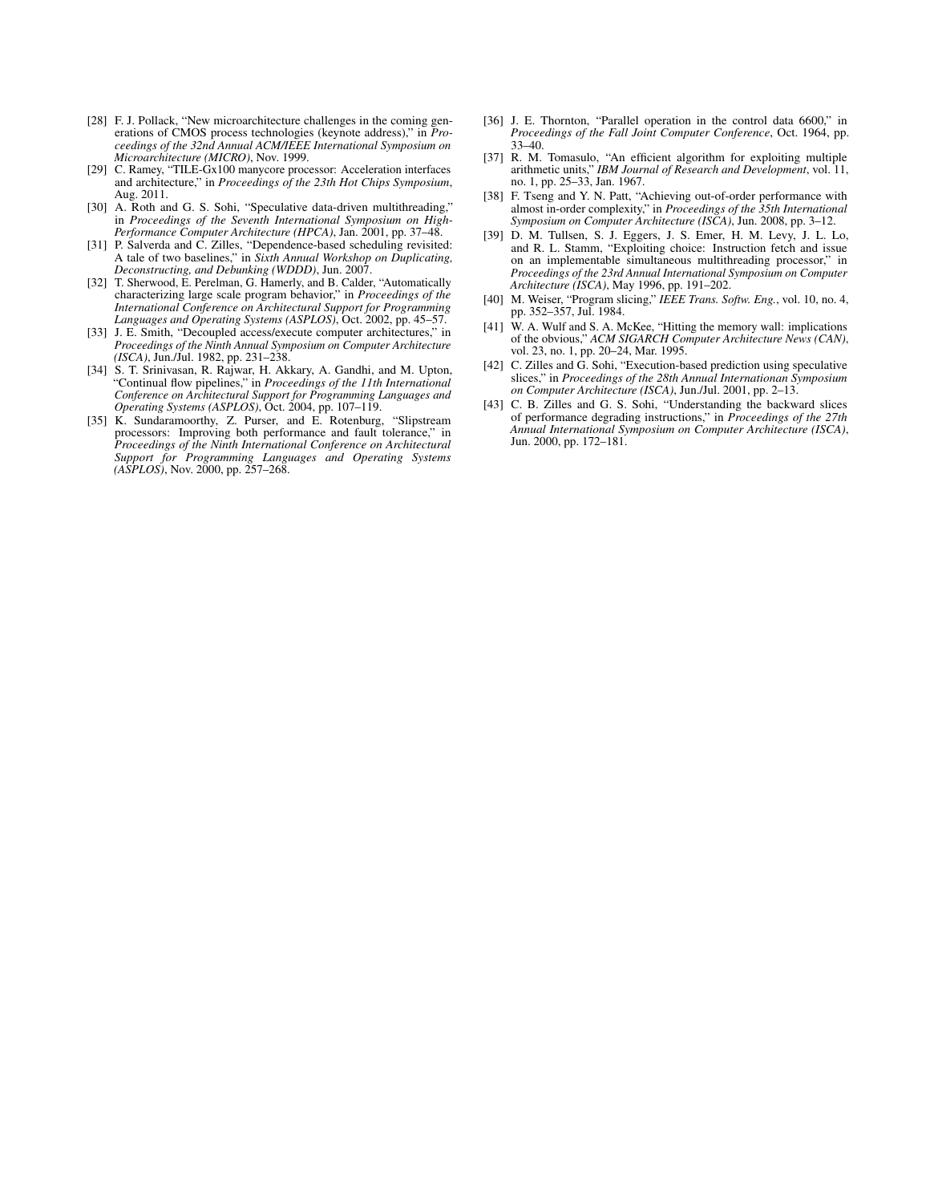[28] F. J. Pollack, "New microarchitecture challenges in the coming generations of CMOS process technologies (keynote address)," in *Proceedings of the 32nd Annual ACM/IEEE International Symposium on Microarchitecture (MICRO)*, Nov. 1999.

[29] C. Ramey, "TILE-Gx100 manycore processor: Acceleration interfaces and architecture," in *Proceedings of the 23th Hot Chips Symposium*, Aug. 2011.

[30] A. Roth and G. S. Sohi, "Speculative data-driven multithreading," in *Proceedings of the Seventh International Symposium on High-Performance Computer Architecture (HPCA)*, Jan. 2001, pp. 37–48.

[31] P. Salverda and C. Zilles, "Dependence-based scheduling revisited: A tale of two baselines," in *Sixth Annual Workshop on Duplicating, Deconstructing, and Debunking (WDDD)*, Jun. 2007.

[32] T. Sherwood, E. Perelman, G. Hamerly, and B. Calder, "Automatically characterizing large scale program behavior," in *Proceedings of the International Conference on Architectural Support for Programming Languages and Operating Systems (ASPLOS)*, Oct. 2002, pp. 45–57.

[33] J. E. Smith, "Decoupled access/execute computer architectures," in *Proceedings of the Ninth Annual Symposium on Computer Architecture (ISCA)*, Jun./Jul. 1982, pp. 231–238.

[34] S. T. Srinivasan, R. Rajwar, H. Akkary, A. Gandhi, and M. Upton, "Continual flow pipelines," in *Proceedings of the 11th International Conference on Architectural Support for Programming Languages and Operating Systems (ASPLOS)*, Oct. 2004, pp. 107–119.

[35] K. Sundaramoorthy, Z. Purser, and E. Rotenburg, "Slipstream processors: Improving both performance and fault tolerance," in *Proceedings of the Ninth International Conference on Architectural Support for Programming Languages and Operating Systems (ASPLOS)*, Nov. 2000, pp. 257–268.

[36] J. E. Thornton, "Parallel operation in the control data 6600," in *Proceedings of the Fall Joint Computer Conference*, Oct. 1964, pp. 33–40.

[37] R. M. Tomasulo, "An efficient algorithm for exploiting multiple arithmetic units," *IBM Journal of Research and Development*, vol. 11, no. 1, pp. 25–33, Jan. 1967.

[38] F. Tseng and Y. N. Patt, "Achieving out-of-order performance with almost in-order complexity," in *Proceedings of the 35th International Symposium on Computer Architecture (ISCA)*, Jun. 2008, pp. 3–12.

[39] D. M. Tullsen, S. J. Eggers, J. S. Emer, H. M. Levy, J. L. Lo, and R. L. Stamm, "Exploiting choice: Instruction fetch and issue on an implementable simultaneous multithreading processor," in *Proceedings of the 23rd Annual International Symposium on Computer Architecture (ISCA)*, May 1996, pp. 191–202.

[40] M. Weiser, "Program slicing," *IEEE Trans. Softw. Eng.*, vol. 10, no. 4, pp. 352–357, Jul. 1984.

[41] W. A. Wulf and S. A. McKee, "Hitting the memory wall: implications of the obvious," *ACM SIGARCH Computer Architecture News (CAN)*, vol. 23, no. 1, pp. 20–24, Mar. 1995.

[42] C. Zilles and G. Sohi, "Execution-based prediction using speculative slices," in *Proceedings of the 28th Annual Internationan Symposium on Computer Architecture (ISCA)*, Jun./Jul. 2001, pp. 2–13.

[43] C. B. Zilles and G. S. Sohi, "Understanding the backward slices of performance degrading instructions," in *Proceedings of the 27th Annual International Symposium on Computer Architecture (ISCA)*, Jun. 2000, pp. 172–181.